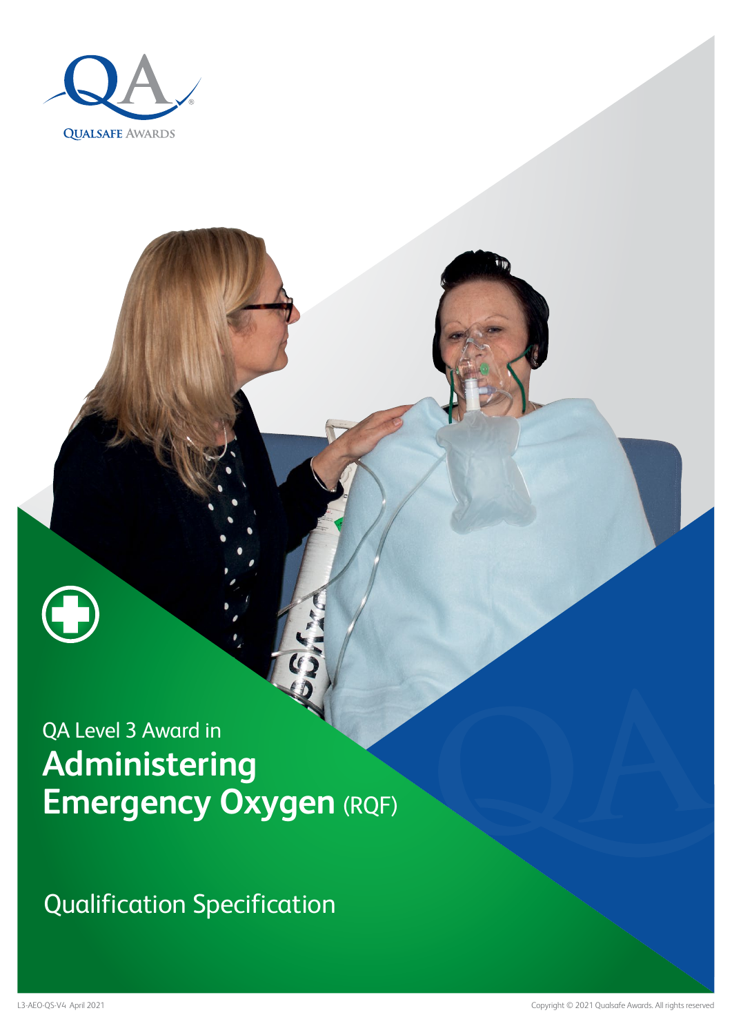QUALSAFE AWARDS

QA Level 3 Award in

# Administering Emergency Oxygen (RQF)

Qualification Specification

L3-AEO-QS-V4 April 2021

Copyright © 2021 Qualsafe Awards. All rights reserved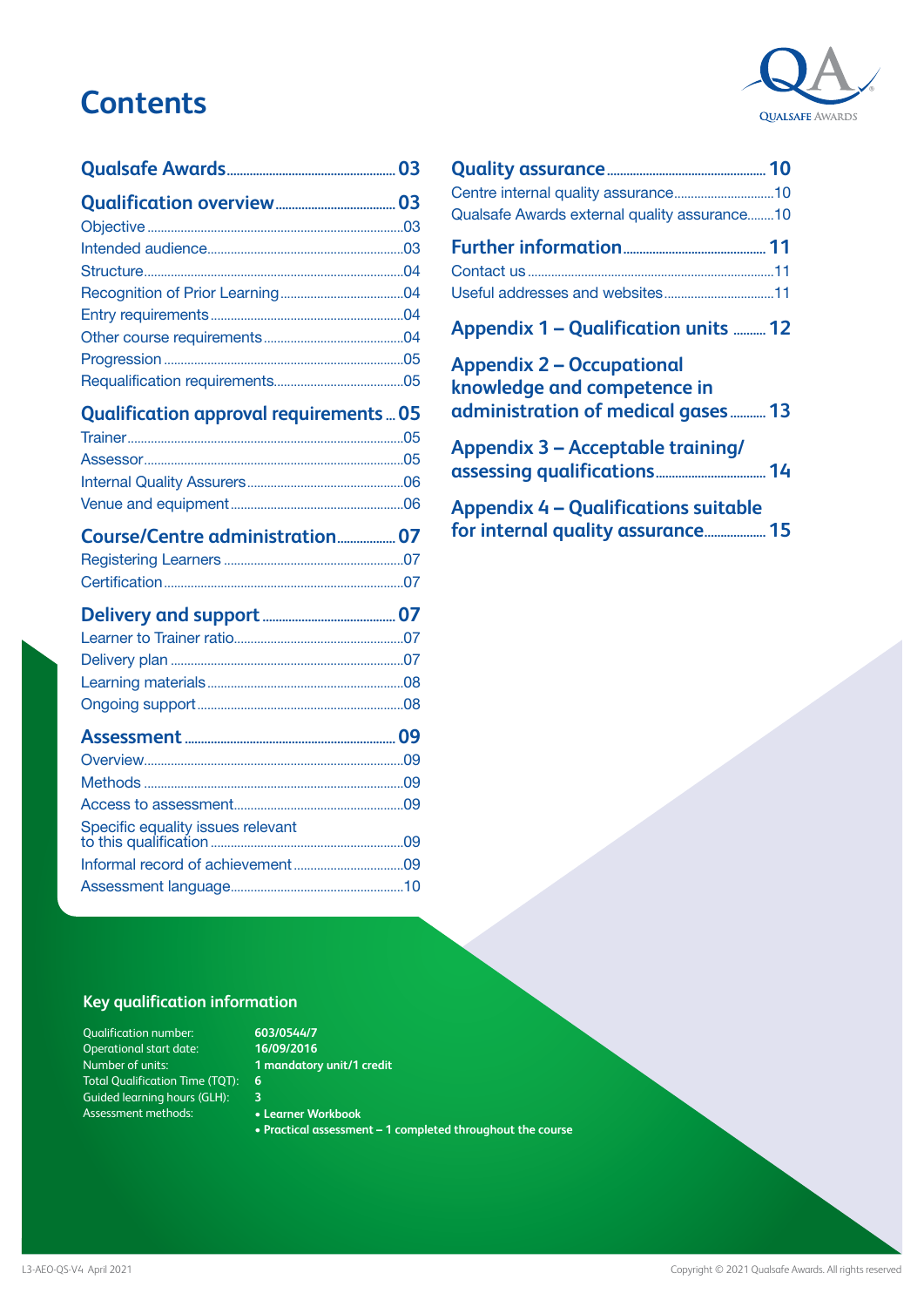# Contents

**Qualsafe Awards** 03

**Qualification overview** 03

- Objective 03
- Intended audience 03
- Structure 04
- Recognition of Prior Learning 04
- Entry requirements 04
- Other course requirements 04
- Progression 05
- Requalification requirements 05

**Qualification approval requirements** 05

- Trainer 05
- Assessor 05
- Internal Quality Assurers 06
- Venue and equipment 06

**Course/Centre administration** 07

- Registering Learners 07
- Certification 07

**Delivery and support** 07

- Learner to Trainer ratio 07
- Delivery plan 07
- Learning materials 08
- Ongoing support 08

**Assessment** 09

- Overview 09
- Methods 09
- Access to assessment 09
- Specific equality issues relevant to this qualification 09
- Informal record of achievement 09
- Assessment language 10

**Quality assurance** 10

- Centre internal quality assurance 10
- Qualsafe Awards external quality assurance 10

**Further information** 11

- Contact us 11
- Useful addresses and websites 11

**Appendix 1 – Qualification units** 12

**Appendix 2 – Occupational knowledge and competence in administration of medical gases** 13

**Appendix 3 – Acceptable training/assessing qualifications** 14

**Appendix 4 – Qualifications suitable for internal quality assurance** 15

## Key qualification information

| | |
|---|---|
| Qualification number: | **603/0544/7** |
| Operational start date: | **16/09/2016** |
| Number of units: | **1 mandatory unit/1 credit** |
| Total Qualification Time (TQT): | **6** |
| Guided learning hours (GLH): | **3** |
| Assessment methods: | **• Learner Workbook** <br> **• Practical assessment – 1 completed throughout the course** |

L3-AEO-QS-V4 April 2021

Copyright © 2021 Qualsafe Awards. All rights reserved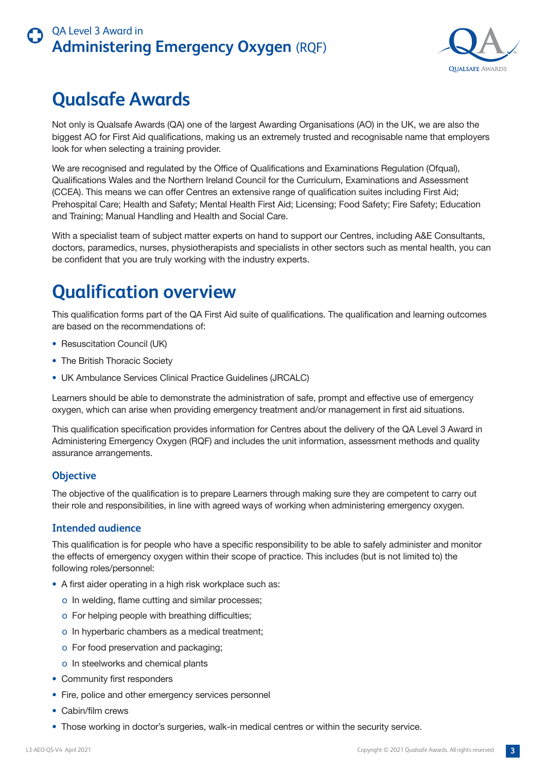# Qualsafe Awards

Not only is Qualsafe Awards (QA) one of the largest Awarding Organisations (AO) in the UK, we are also the biggest AO for First Aid qualifications, making us an extremely trusted and recognisable name that employers look for when selecting a training provider.

We are recognised and regulated by the Office of Qualifications and Examinations Regulation (Ofqual), Qualifications Wales and the Northern Ireland Council for the Curriculum, Examinations and Assessment (CCEA). This means we can offer Centres an extensive range of qualification suites including First Aid; Prehospital Care; Health and Safety; Mental Health First Aid; Licensing; Food Safety; Fire Safety; Education and Training; Manual Handling and Health and Social Care.

With a specialist team of subject matter experts on hand to support our Centres, including A&E Consultants, doctors, paramedics, nurses, physiotherapists and specialists in other sectors such as mental health, you can be confident that you are truly working with the industry experts.

# Qualification overview

This qualification forms part of the QA First Aid suite of qualifications. The qualification and learning outcomes are based on the recommendations of:

- Resuscitation Council (UK)
- The British Thoracic Society
- UK Ambulance Services Clinical Practice Guidelines (JRCALC)

Learners should be able to demonstrate the administration of safe, prompt and effective use of emergency oxygen, which can arise when providing emergency treatment and/or management in first aid situations.

This qualification specification provides information for Centres about the delivery of the QA Level 3 Award in Administering Emergency Oxygen (RQF) and includes the unit information, assessment methods and quality assurance arrangements.

### Objective

The objective of the qualification is to prepare Learners through making sure they are competent to carry out their role and responsibilities, in line with agreed ways of working when administering emergency oxygen.

### Intended audience

This qualification is for people who have a specific responsibility to be able to safely administer and monitor the effects of emergency oxygen within their scope of practice. This includes (but is not limited to) the following roles/personnel:

- A first aider operating in a high risk workplace such as:
  - In welding, flame cutting and similar processes;
  - For helping people with breathing difficulties;
  - In hyperbaric chambers as a medical treatment;
  - For food preservation and packaging;
  - In steelworks and chemical plants
- Community first responders
- Fire, police and other emergency services personnel
- Cabin/film crews
- Those working in doctor's surgeries, walk-in medical centres or within the security service.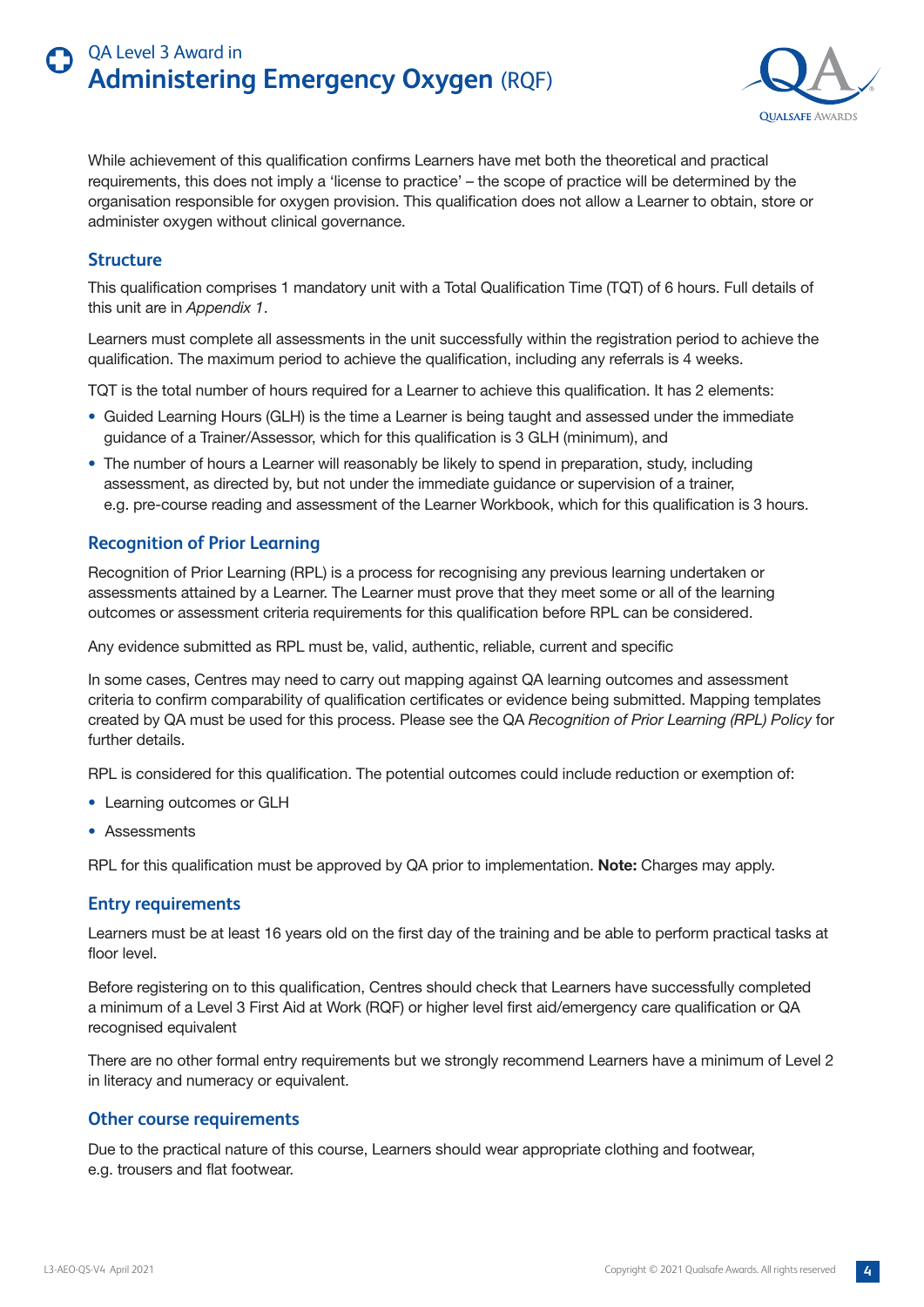While achievement of this qualification confirms Learners have met both the theoretical and practical requirements, this does not imply a 'license to practice' – the scope of practice will be determined by the organisation responsible for oxygen provision. This qualification does not allow a Learner to obtain, store or administer oxygen without clinical governance.

## Structure

This qualification comprises 1 mandatory unit with a Total Qualification Time (TQT) of 6 hours. Full details of this unit are in *Appendix 1*.

Learners must complete all assessments in the unit successfully within the registration period to achieve the qualification. The maximum period to achieve the qualification, including any referrals is 4 weeks.

TQT is the total number of hours required for a Learner to achieve this qualification. It has 2 elements:

- Guided Learning Hours (GLH) is the time a Learner is being taught and assessed under the immediate guidance of a Trainer/Assessor, which for this qualification is 3 GLH (minimum), and
- The number of hours a Learner will reasonably be likely to spend in preparation, study, including assessment, as directed by, but not under the immediate guidance or supervision of a trainer, e.g. pre-course reading and assessment of the Learner Workbook, which for this qualification is 3 hours.

## Recognition of Prior Learning

Recognition of Prior Learning (RPL) is a process for recognising any previous learning undertaken or assessments attained by a Learner. The Learner must prove that they meet some or all of the learning outcomes or assessment criteria requirements for this qualification before RPL can be considered.

Any evidence submitted as RPL must be, valid, authentic, reliable, current and specific

In some cases, Centres may need to carry out mapping against QA learning outcomes and assessment criteria to confirm comparability of qualification certificates or evidence being submitted. Mapping templates created by QA must be used for this process. Please see the QA *Recognition of Prior Learning (RPL) Policy* for further details.

RPL is considered for this qualification. The potential outcomes could include reduction or exemption of:

- Learning outcomes or GLH
- Assessments

RPL for this qualification must be approved by QA prior to implementation. **Note:** Charges may apply.

## Entry requirements

Learners must be at least 16 years old on the first day of the training and be able to perform practical tasks at floor level.

Before registering on to this qualification, Centres should check that Learners have successfully completed a minimum of a Level 3 First Aid at Work (RQF) or higher level first aid/emergency care qualification or QA recognised equivalent

There are no other formal entry requirements but we strongly recommend Learners have a minimum of Level 2 in literacy and numeracy or equivalent.

## Other course requirements

Due to the practical nature of this course, Learners should wear appropriate clothing and footwear, e.g. trousers and flat footwear.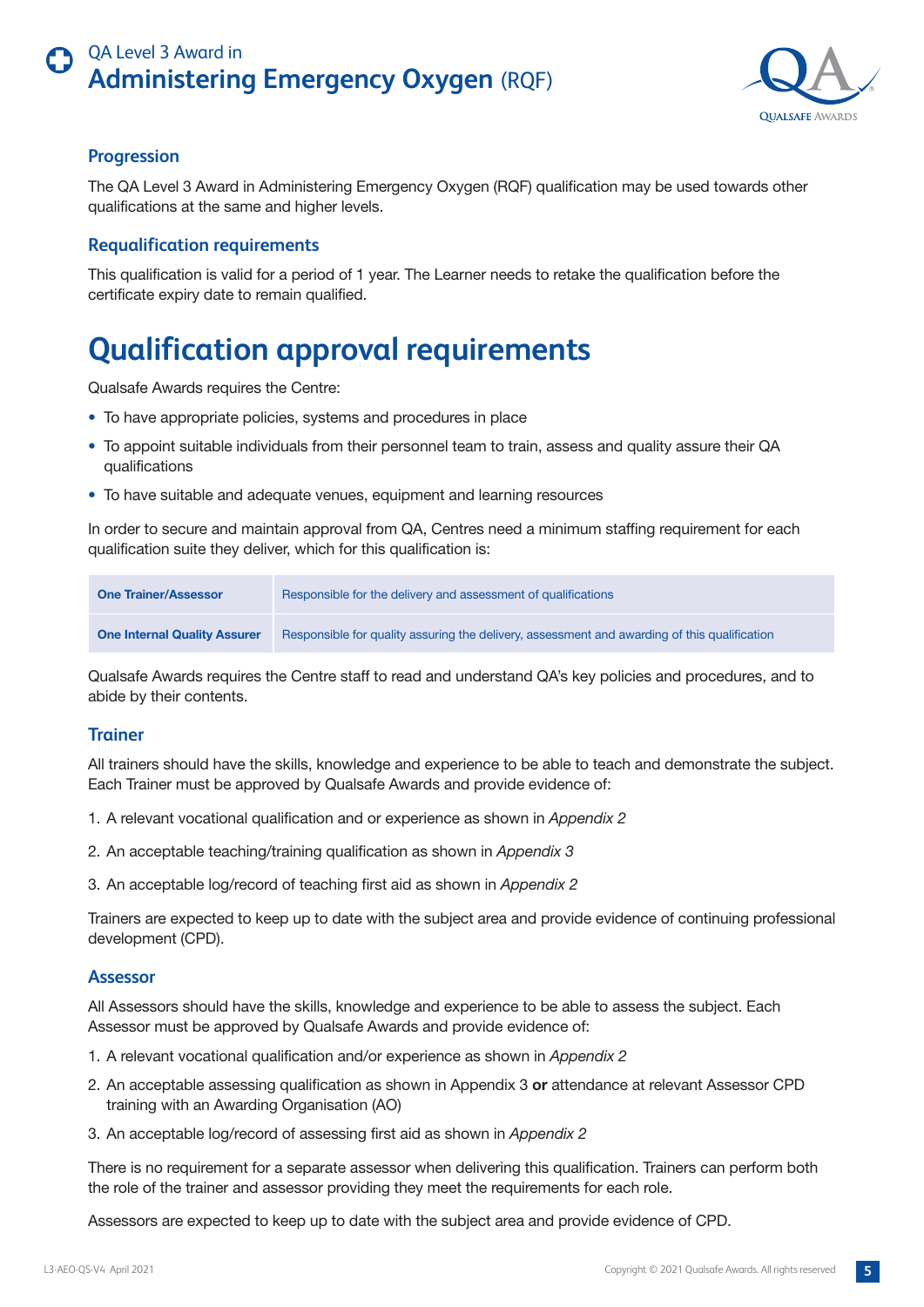## Progression

The QA Level 3 Award in Administering Emergency Oxygen (RQF) qualification may be used towards other qualifications at the same and higher levels.

## Requalification requirements

This qualification is valid for a period of 1 year. The Learner needs to retake the qualification before the certificate expiry date to remain qualified.

# Qualification approval requirements

Qualsafe Awards requires the Centre:

- To have appropriate policies, systems and procedures in place
- To appoint suitable individuals from their personnel team to train, assess and quality assure their QA qualifications
- To have suitable and adequate venues, equipment and learning resources

In order to secure and maintain approval from QA, Centres need a minimum staffing requirement for each qualification suite they deliver, which for this qualification is:

| | |
|---|---|
| **One Trainer/Assessor** | Responsible for the delivery and assessment of qualifications |
| **One Internal Quality Assurer** | Responsible for quality assuring the delivery, assessment and awarding of this qualification |

Qualsafe Awards requires the Centre staff to read and understand QA's key policies and procedures, and to abide by their contents.

## Trainer

All trainers should have the skills, knowledge and experience to be able to teach and demonstrate the subject. Each Trainer must be approved by Qualsafe Awards and provide evidence of:

1. A relevant vocational qualification and or experience as shown in *Appendix 2*
2. An acceptable teaching/training qualification as shown in *Appendix 3*
3. An acceptable log/record of teaching first aid as shown in *Appendix 2*

Trainers are expected to keep up to date with the subject area and provide evidence of continuing professional development (CPD).

## Assessor

All Assessors should have the skills, knowledge and experience to be able to assess the subject. Each Assessor must be approved by Qualsafe Awards and provide evidence of:

1. A relevant vocational qualification and/or experience as shown in *Appendix 2*
2. An acceptable assessing qualification as shown in Appendix 3 **or** attendance at relevant Assessor CPD training with an Awarding Organisation (AO)
3. An acceptable log/record of assessing first aid as shown in *Appendix 2*

There is no requirement for a separate assessor when delivering this qualification. Trainers can perform both the role of the trainer and assessor providing they meet the requirements for each role.

Assessors are expected to keep up to date with the subject area and provide evidence of CPD.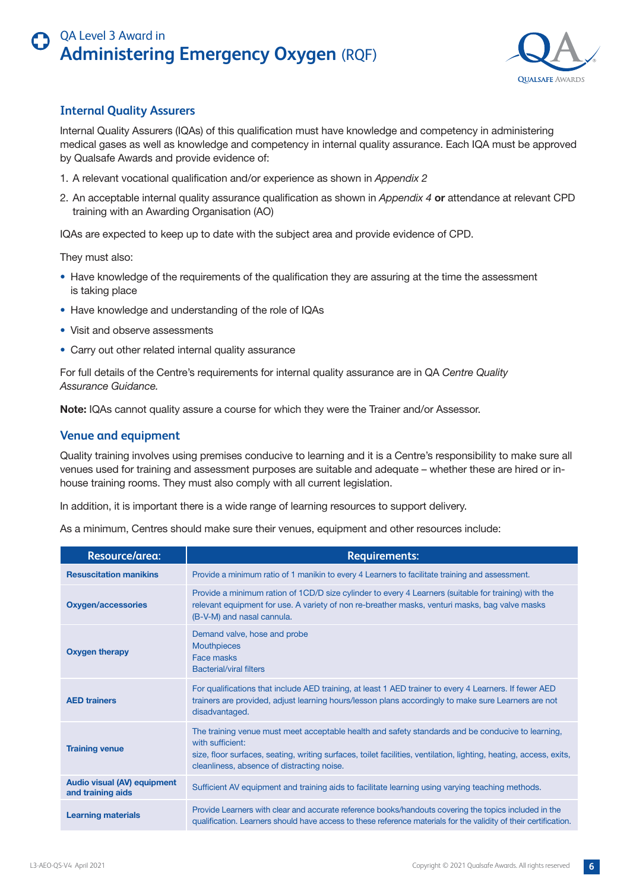## Internal Quality Assurers

Internal Quality Assurers (IQAs) of this qualification must have knowledge and competency in administering medical gases as well as knowledge and competency in internal quality assurance. Each IQA must be approved by Qualsafe Awards and provide evidence of:

1. A relevant vocational qualification and/or experience as shown in *Appendix 2*
2. An acceptable internal quality assurance qualification as shown in *Appendix 4* **or** attendance at relevant CPD training with an Awarding Organisation (AO)

IQAs are expected to keep up to date with the subject area and provide evidence of CPD.

They must also:

- Have knowledge of the requirements of the qualification they are assuring at the time the assessment is taking place
- Have knowledge and understanding of the role of IQAs
- Visit and observe assessments
- Carry out other related internal quality assurance

For full details of the Centre's requirements for internal quality assurance are in QA *Centre Quality Assurance Guidance.*

**Note:** IQAs cannot quality assure a course for which they were the Trainer and/or Assessor.

## Venue and equipment

Quality training involves using premises conducive to learning and it is a Centre's responsibility to make sure all venues used for training and assessment purposes are suitable and adequate – whether these are hired or in-house training rooms. They must also comply with all current legislation.

In addition, it is important there is a wide range of learning resources to support delivery.

As a minimum, Centres should make sure their venues, equipment and other resources include:

| Resource/area: | Requirements: |
|---|---|
| **Resuscitation manikins** | Provide a minimum ratio of 1 manikin to every 4 Learners to facilitate training and assessment. |
| **Oxygen/accessories** | Provide a minimum ration of 1CD/D size cylinder to every 4 Learners (suitable for training) with the relevant equipment for use. A variety of non re-breather masks, venturi masks, bag valve masks (B-V-M) and nasal cannula. |
| **Oxygen therapy** | Demand valve, hose and probe<br>Mouthpieces<br>Face masks<br>Bacterial/viral filters |
| **AED trainers** | For qualifications that include AED training, at least 1 AED trainer to every 4 Learners. If fewer AED trainers are provided, adjust learning hours/lesson plans accordingly to make sure Learners are not disadvantaged. |
| **Training venue** | The training venue must meet acceptable health and safety standards and be conducive to learning, with sufficient:<br>size, floor surfaces, seating, writing surfaces, toilet facilities, ventilation, lighting, heating, access, exits, cleanliness, absence of distracting noise. |
| **Audio visual (AV) equipment and training aids** | Sufficient AV equipment and training aids to facilitate learning using varying teaching methods. |
| **Learning materials** | Provide Learners with clear and accurate reference books/handouts covering the topics included in the qualification. Learners should have access to these reference materials for the validity of their certification. |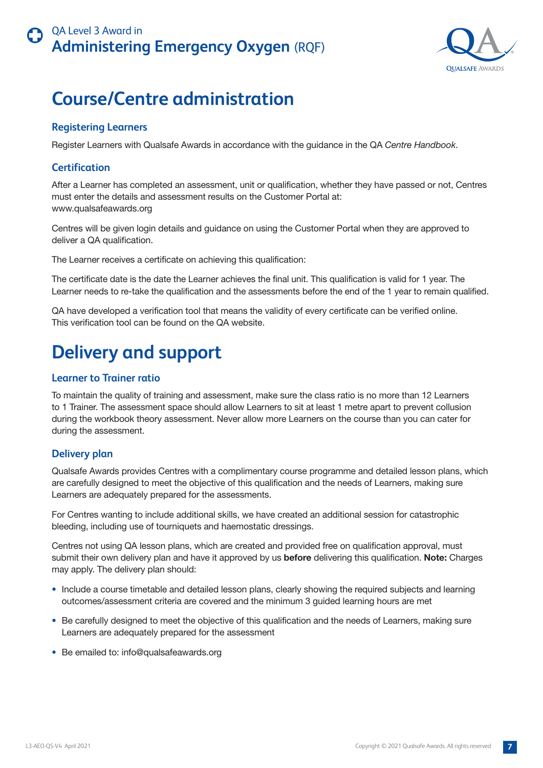# Course/Centre administration

### Registering Learners

Register Learners with Qualsafe Awards in accordance with the guidance in the QA *Centre Handbook*.

### Certification

After a Learner has completed an assessment, unit or qualification, whether they have passed or not, Centres must enter the details and assessment results on the Customer Portal at: www.qualsafeawards.org

Centres will be given login details and guidance on using the Customer Portal when they are approved to deliver a QA qualification.

The Learner receives a certificate on achieving this qualification:

The certificate date is the date the Learner achieves the final unit. This qualification is valid for 1 year. The Learner needs to re-take the qualification and the assessments before the end of the 1 year to remain qualified.

QA have developed a verification tool that means the validity of every certificate can be verified online. This verification tool can be found on the QA website.

# Delivery and support

### Learner to Trainer ratio

To maintain the quality of training and assessment, make sure the class ratio is no more than 12 Learners to 1 Trainer. The assessment space should allow Learners to sit at least 1 metre apart to prevent collusion during the workbook theory assessment. Never allow more Learners on the course than you can cater for during the assessment.

### Delivery plan

Qualsafe Awards provides Centres with a complimentary course programme and detailed lesson plans, which are carefully designed to meet the objective of this qualification and the needs of Learners, making sure Learners are adequately prepared for the assessments.

For Centres wanting to include additional skills, we have created an additional session for catastrophic bleeding, including use of tourniquets and haemostatic dressings.

Centres not using QA lesson plans, which are created and provided free on qualification approval, must submit their own delivery plan and have it approved by us **before** delivering this qualification. **Note:** Charges may apply. The delivery plan should:

- Include a course timetable and detailed lesson plans, clearly showing the required subjects and learning outcomes/assessment criteria are covered and the minimum 3 guided learning hours are met
- Be carefully designed to meet the objective of this qualification and the needs of Learners, making sure Learners are adequately prepared for the assessment
- Be emailed to: info@qualsafeawards.org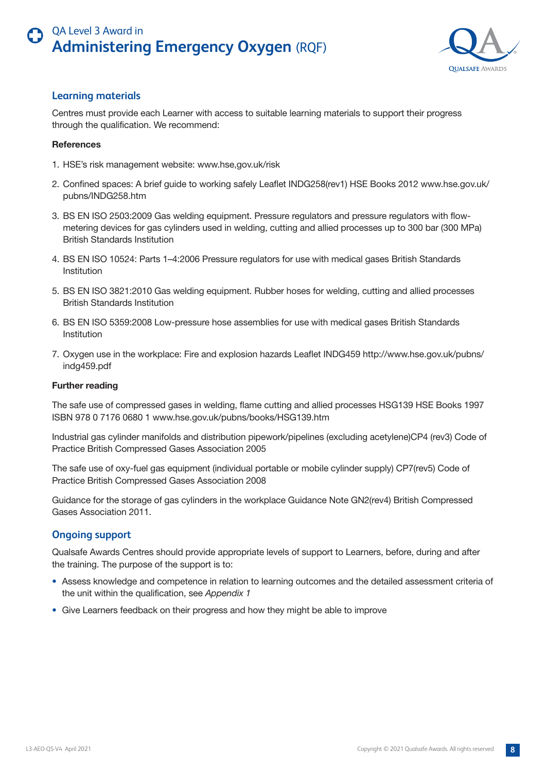## Learning materials

Centres must provide each Learner with access to suitable learning materials to support their progress through the qualification. We recommend:

**References**

1. HSE's risk management website: www.hse,gov.uk/risk
2. Confined spaces: A brief guide to working safely Leaflet INDG258(rev1) HSE Books 2012 www.hse.gov.uk/pubns/INDG258.htm
3. BS EN ISO 2503:2009 Gas welding equipment. Pressure regulators and pressure regulators with flow-metering devices for gas cylinders used in welding, cutting and allied processes up to 300 bar (300 MPa) British Standards Institution
4. BS EN ISO 10524: Parts 1–4:2006 Pressure regulators for use with medical gases British Standards Institution
5. BS EN ISO 3821:2010 Gas welding equipment. Rubber hoses for welding, cutting and allied processes British Standards Institution
6. BS EN ISO 5359:2008 Low-pressure hose assemblies for use with medical gases British Standards Institution
7. Oxygen use in the workplace: Fire and explosion hazards Leaflet INDG459 http://www.hse.gov.uk/pubns/indg459.pdf

**Further reading**

The safe use of compressed gases in welding, flame cutting and allied processes HSG139 HSE Books 1997 ISBN 978 0 7176 0680 1 www.hse.gov.uk/pubns/books/HSG139.htm

Industrial gas cylinder manifolds and distribution pipework/pipelines (excluding acetylene)CP4 (rev3) Code of Practice British Compressed Gases Association 2005

The safe use of oxy-fuel gas equipment (individual portable or mobile cylinder supply) CP7(rev5) Code of Practice British Compressed Gases Association 2008

Guidance for the storage of gas cylinders in the workplace Guidance Note GN2(rev4) British Compressed Gases Association 2011.

## Ongoing support

Qualsafe Awards Centres should provide appropriate levels of support to Learners, before, during and after the training. The purpose of the support is to:

- Assess knowledge and competence in relation to learning outcomes and the detailed assessment criteria of the unit within the qualification, see *Appendix 1*
- Give Learners feedback on their progress and how they might be able to improve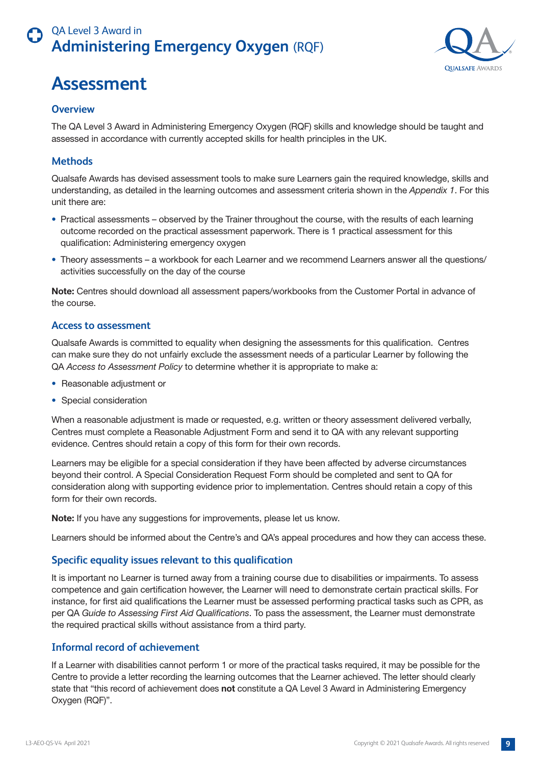# Assessment

## Overview

The QA Level 3 Award in Administering Emergency Oxygen (RQF) skills and knowledge should be taught and assessed in accordance with currently accepted skills for health principles in the UK.

## Methods

Qualsafe Awards has devised assessment tools to make sure Learners gain the required knowledge, skills and understanding, as detailed in the learning outcomes and assessment criteria shown in the *Appendix 1*. For this unit there are:

- Practical assessments – observed by the Trainer throughout the course, with the results of each learning outcome recorded on the practical assessment paperwork. There is 1 practical assessment for this qualification: Administering emergency oxygen
- Theory assessments – a workbook for each Learner and we recommend Learners answer all the questions/ activities successfully on the day of the course

**Note:** Centres should download all assessment papers/workbooks from the Customer Portal in advance of the course.

## Access to assessment

Qualsafe Awards is committed to equality when designing the assessments for this qualification. Centres can make sure they do not unfairly exclude the assessment needs of a particular Learner by following the QA *Access to Assessment Policy* to determine whether it is appropriate to make a:

- Reasonable adjustment or
- Special consideration

When a reasonable adjustment is made or requested, e.g. written or theory assessment delivered verbally, Centres must complete a Reasonable Adjustment Form and send it to QA with any relevant supporting evidence. Centres should retain a copy of this form for their own records.

Learners may be eligible for a special consideration if they have been affected by adverse circumstances beyond their control. A Special Consideration Request Form should be completed and sent to QA for consideration along with supporting evidence prior to implementation. Centres should retain a copy of this form for their own records.

**Note:** If you have any suggestions for improvements, please let us know.

Learners should be informed about the Centre's and QA's appeal procedures and how they can access these.

## Specific equality issues relevant to this qualification

It is important no Learner is turned away from a training course due to disabilities or impairments. To assess competence and gain certification however, the Learner will need to demonstrate certain practical skills. For instance, for first aid qualifications the Learner must be assessed performing practical tasks such as CPR, as per QA *Guide to Assessing First Aid Qualifications*. To pass the assessment, the Learner must demonstrate the required practical skills without assistance from a third party.

## Informal record of achievement

If a Learner with disabilities cannot perform 1 or more of the practical tasks required, it may be possible for the Centre to provide a letter recording the learning outcomes that the Learner achieved. The letter should clearly state that "this record of achievement does **not** constitute a QA Level 3 Award in Administering Emergency Oxygen (RQF)".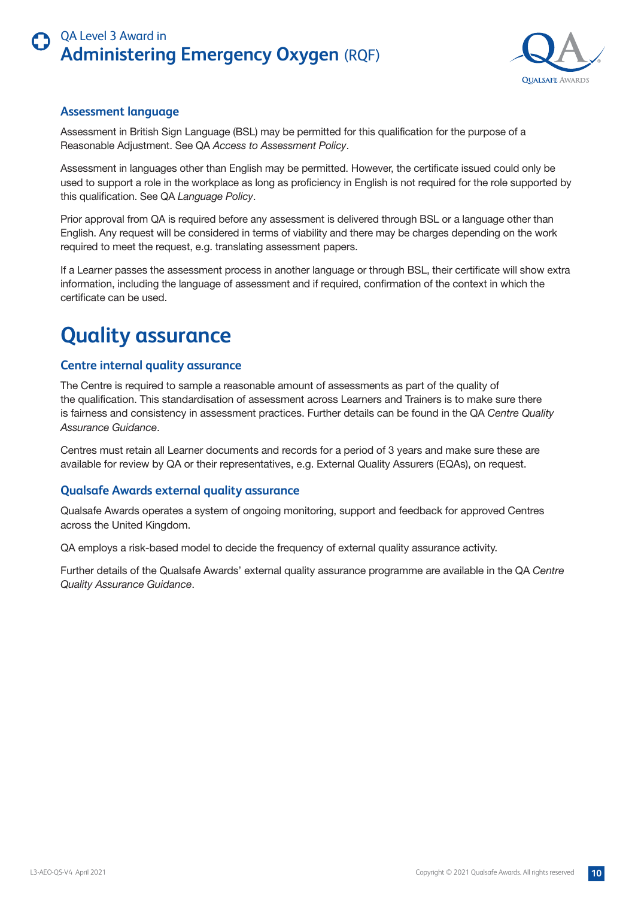### Assessment language

Assessment in British Sign Language (BSL) may be permitted for this qualification for the purpose of a Reasonable Adjustment. See QA *Access to Assessment Policy*.

Assessment in languages other than English may be permitted. However, the certificate issued could only be used to support a role in the workplace as long as proficiency in English is not required for the role supported by this qualification. See QA *Language Policy*.

Prior approval from QA is required before any assessment is delivered through BSL or a language other than English. Any request will be considered in terms of viability and there may be charges depending on the work required to meet the request, e.g. translating assessment papers.

If a Learner passes the assessment process in another language or through BSL, their certificate will show extra information, including the language of assessment and if required, confirmation of the context in which the certificate can be used.

## Quality assurance

### Centre internal quality assurance

The Centre is required to sample a reasonable amount of assessments as part of the quality of the qualification. This standardisation of assessment across Learners and Trainers is to make sure there is fairness and consistency in assessment practices. Further details can be found in the QA *Centre Quality Assurance Guidance*.

Centres must retain all Learner documents and records for a period of 3 years and make sure these are available for review by QA or their representatives, e.g. External Quality Assurers (EQAs), on request.

### Qualsafe Awards external quality assurance

Qualsafe Awards operates a system of ongoing monitoring, support and feedback for approved Centres across the United Kingdom.

QA employs a risk-based model to decide the frequency of external quality assurance activity.

Further details of the Qualsafe Awards' external quality assurance programme are available in the QA *Centre Quality Assurance Guidance*.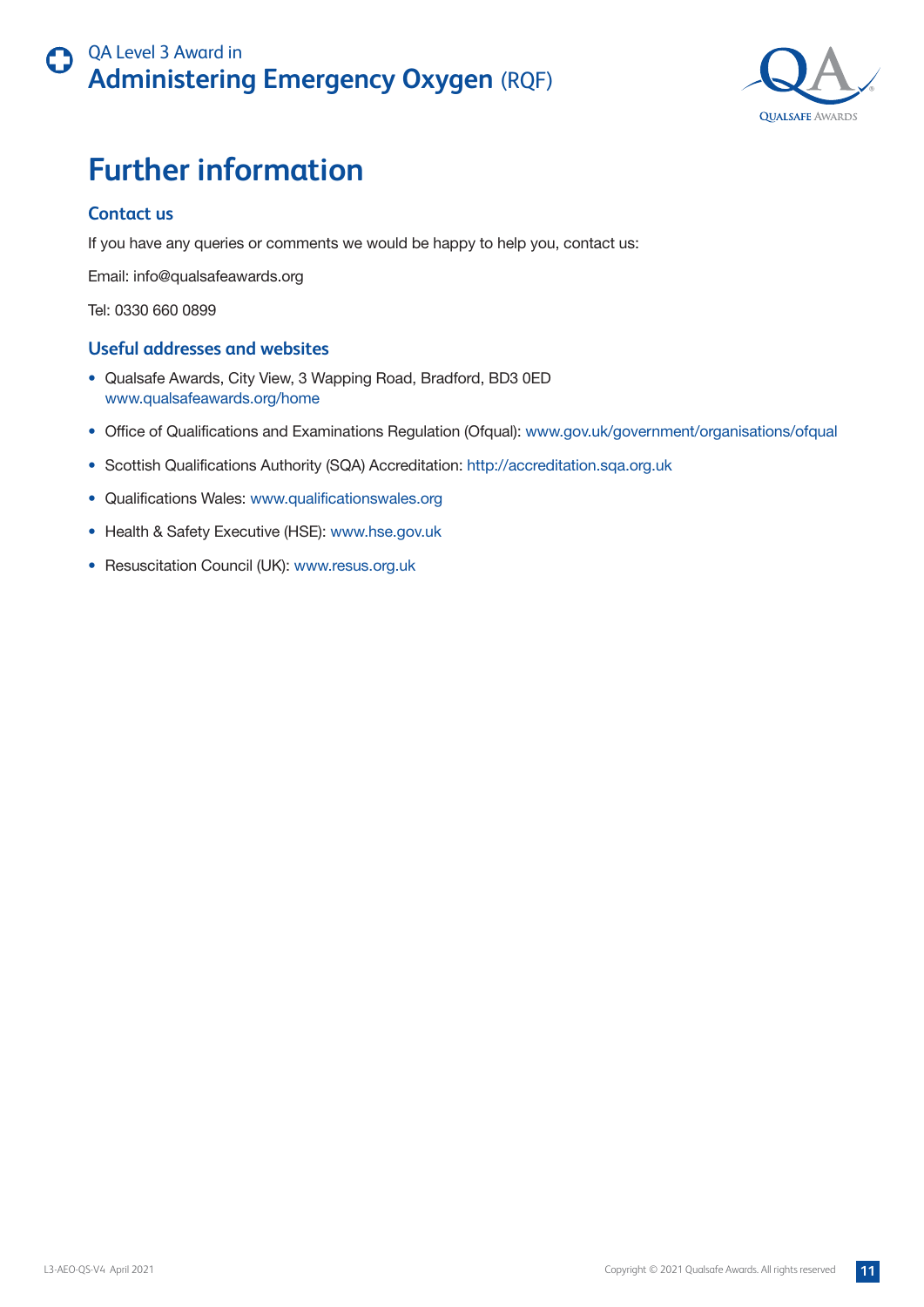# Further information

## Contact us

If you have any queries or comments we would be happy to help you, contact us:

Email: info@qualsafeawards.org

Tel: 0330 660 0899

## Useful addresses and websites

- Qualsafe Awards, City View, 3 Wapping Road, Bradford, BD3 0ED
  www.qualsafeawards.org/home
- Office of Qualifications and Examinations Regulation (Ofqual): www.gov.uk/government/organisations/ofqual
- Scottish Qualifications Authority (SQA) Accreditation: http://accreditation.sqa.org.uk
- Qualifications Wales: www.qualificationswales.org
- Health & Safety Executive (HSE): www.hse.gov.uk
- Resuscitation Council (UK): www.resus.org.uk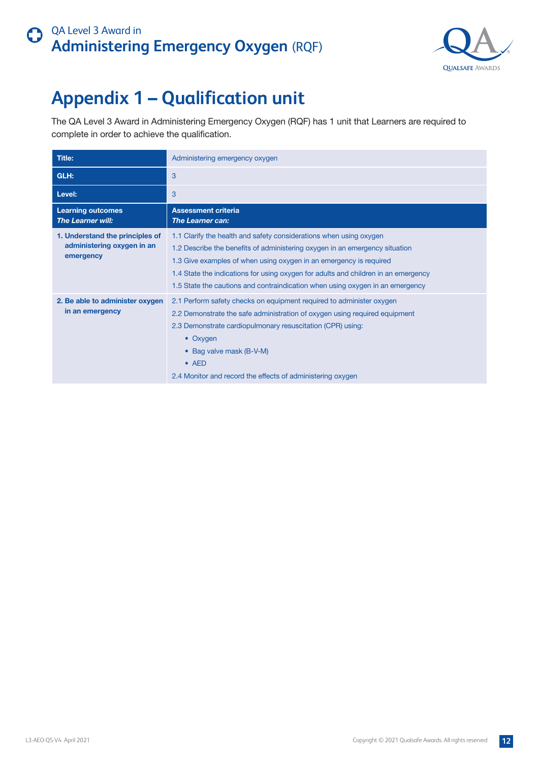# Appendix 1 – Qualification unit

The QA Level 3 Award in Administering Emergency Oxygen (RQF) has 1 unit that Learners are required to complete in order to achieve the qualification.

| **Title:** | Administering emergency oxygen |
|---|---|
| **GLH:** | 3 |
| **Level:** | 3 |
| **Learning outcomes** *The Learner will:* | **Assessment criteria** *The Learner can:* |
| **1. Understand the principles of administering oxygen in an emergency** | 1.1 Clarify the health and safety considerations when using oxygen<br>1.2 Describe the benefits of administering oxygen in an emergency situation<br>1.3 Give examples of when using oxygen in an emergency is required<br>1.4 State the indications for using oxygen for adults and children in an emergency<br>1.5 State the cautions and contraindication when using oxygen in an emergency |
| **2. Be able to administer oxygen in an emergency** | 2.1 Perform safety checks on equipment required to administer oxygen<br>2.2 Demonstrate the safe administration of oxygen using required equipment<br>2.3 Demonstrate cardiopulmonary resuscitation (CPR) using:<br>• Oxygen<br>• Bag valve mask (B-V-M)<br>• AED<br>2.4 Monitor and record the effects of administering oxygen |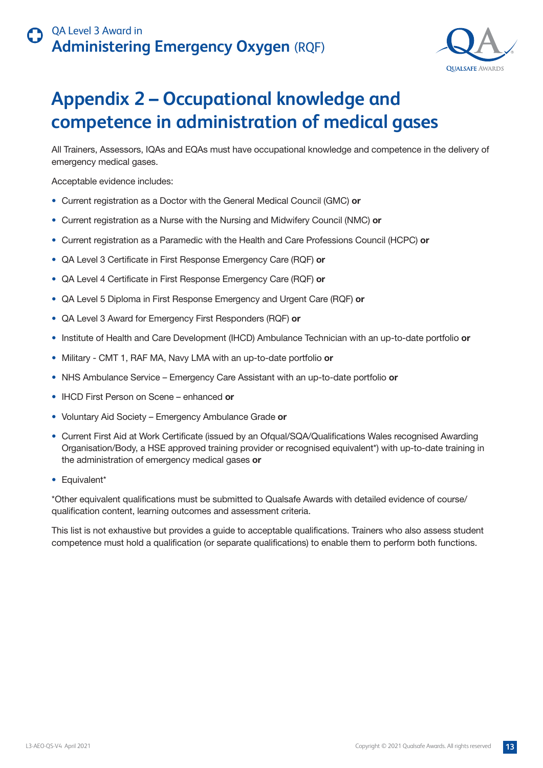# Appendix 2 – Occupational knowledge and competence in administration of medical gases

All Trainers, Assessors, IQAs and EQAs must have occupational knowledge and competence in the delivery of emergency medical gases.

Acceptable evidence includes:

- Current registration as a Doctor with the General Medical Council (GMC) **or**
- Current registration as a Nurse with the Nursing and Midwifery Council (NMC) **or**
- Current registration as a Paramedic with the Health and Care Professions Council (HCPC) **or**
- QA Level 3 Certificate in First Response Emergency Care (RQF) **or**
- QA Level 4 Certificate in First Response Emergency Care (RQF) **or**
- QA Level 5 Diploma in First Response Emergency and Urgent Care (RQF) **or**
- QA Level 3 Award for Emergency First Responders (RQF) **or**
- Institute of Health and Care Development (IHCD) Ambulance Technician with an up-to-date portfolio **or**
- Military - CMT 1, RAF MA, Navy LMA with an up-to-date portfolio **or**
- NHS Ambulance Service – Emergency Care Assistant with an up-to-date portfolio **or**
- IHCD First Person on Scene – enhanced **or**
- Voluntary Aid Society – Emergency Ambulance Grade **or**
- Current First Aid at Work Certificate (issued by an Ofqual/SQA/Qualifications Wales recognised Awarding Organisation/Body, a HSE approved training provider or recognised equivalent*) with up-to-date training in the administration of emergency medical gases **or**
- Equivalent*

*Other equivalent qualifications must be submitted to Qualsafe Awards with detailed evidence of course/qualification content, learning outcomes and assessment criteria.

This list is not exhaustive but provides a guide to acceptable qualifications. Trainers who also assess student competence must hold a qualification (or separate qualifications) to enable them to perform both functions.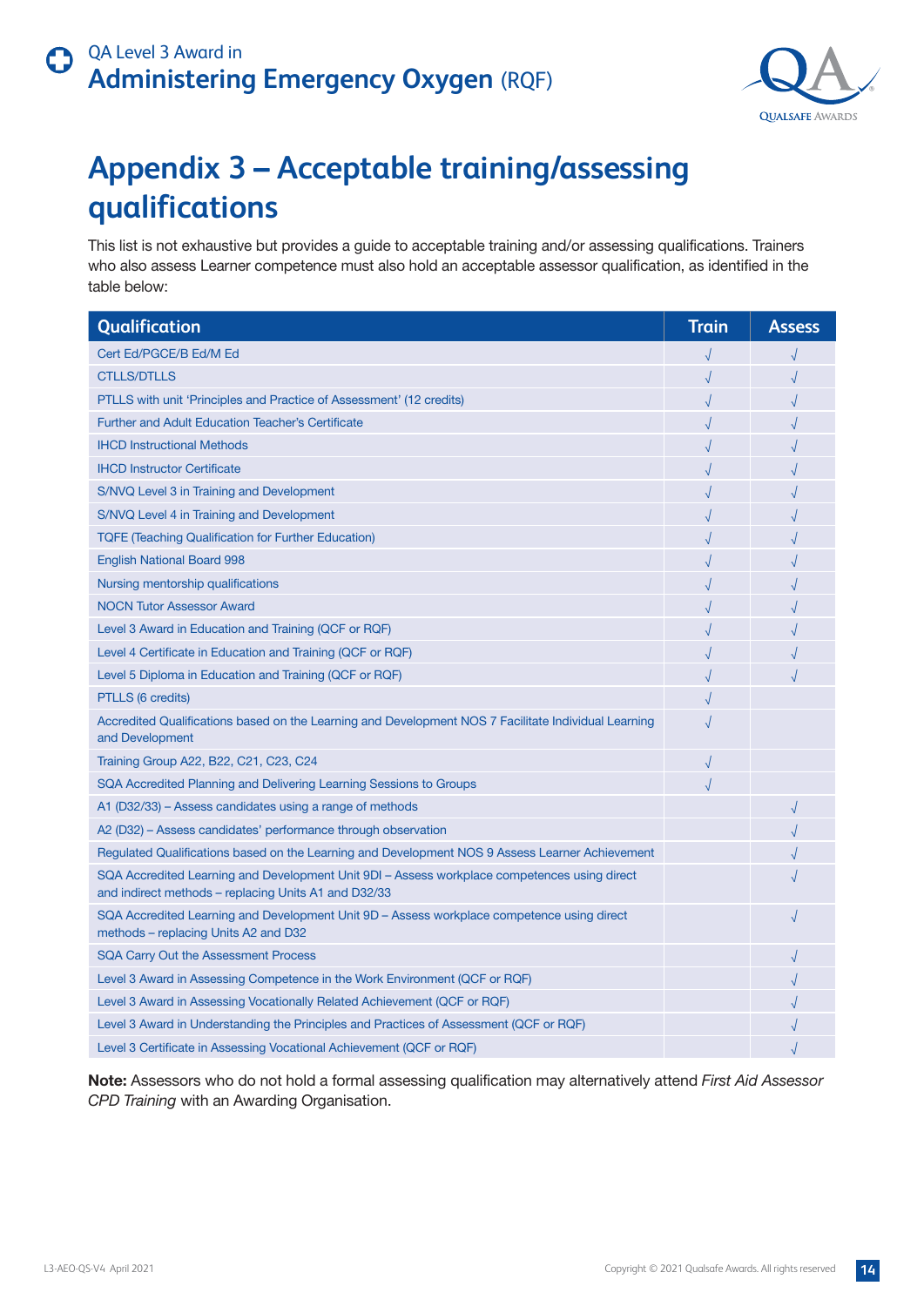# Appendix 3 – Acceptable training/assessing qualifications

This list is not exhaustive but provides a guide to acceptable training and/or assessing qualifications. Trainers who also assess Learner competence must also hold an acceptable assessor qualification, as identified in the table below:

| Qualification | Train | Assess |
|---|---|---|
| Cert Ed/PGCE/B Ed/M Ed | √ | √ |
| CTLLS/DTLLS | √ | √ |
| PTLLS with unit 'Principles and Practice of Assessment' (12 credits) | √ | √ |
| Further and Adult Education Teacher's Certificate | √ | √ |
| IHCD Instructional Methods | √ | √ |
| IHCD Instructor Certificate | √ | √ |
| S/NVQ Level 3 in Training and Development | √ | √ |
| S/NVQ Level 4 in Training and Development | √ | √ |
| TQFE (Teaching Qualification for Further Education) | √ | √ |
| English National Board 998 | √ | √ |
| Nursing mentorship qualifications | √ | √ |
| NOCN Tutor Assessor Award | √ | √ |
| Level 3 Award in Education and Training (QCF or RQF) | √ | √ |
| Level 4 Certificate in Education and Training (QCF or RQF) | √ | √ |
| Level 5 Diploma in Education and Training (QCF or RQF) | √ | √ |
| PTLLS (6 credits) | √ | |
| Accredited Qualifications based on the Learning and Development NOS 7 Facilitate Individual Learning and Development | √ | |
| Training Group A22, B22, C21, C23, C24 | √ | |
| SQA Accredited Planning and Delivering Learning Sessions to Groups | √ | |
| A1 (D32/33) – Assess candidates using a range of methods | | √ |
| A2 (D32) – Assess candidates' performance through observation | | √ |
| Regulated Qualifications based on the Learning and Development NOS 9 Assess Learner Achievement | | √ |
| SQA Accredited Learning and Development Unit 9DI – Assess workplace competences using direct and indirect methods – replacing Units A1 and D32/33 | | √ |
| SQA Accredited Learning and Development Unit 9D – Assess workplace competence using direct methods – replacing Units A2 and D32 | | √ |
| SQA Carry Out the Assessment Process | | √ |
| Level 3 Award in Assessing Competence in the Work Environment (QCF or RQF) | | √ |
| Level 3 Award in Assessing Vocationally Related Achievement (QCF or RQF) | | √ |
| Level 3 Award in Understanding the Principles and Practices of Assessment (QCF or RQF) | | √ |
| Level 3 Certificate in Assessing Vocational Achievement (QCF or RQF) | | √ |

**Note:** Assessors who do not hold a formal assessing qualification may alternatively attend *First Aid Assessor CPD Training* with an Awarding Organisation.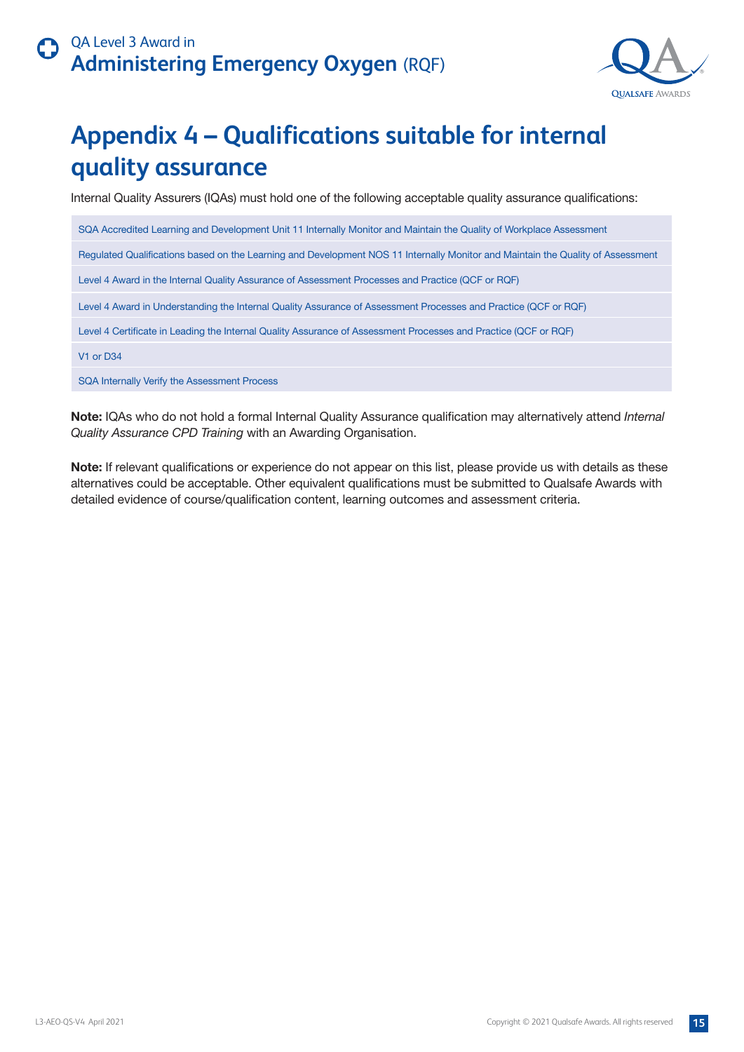# Appendix 4 – Qualifications suitable for internal quality assurance

Internal Quality Assurers (IQAs) must hold one of the following acceptable quality assurance qualifications:

| |
|---|
| SQA Accredited Learning and Development Unit 11 Internally Monitor and Maintain the Quality of Workplace Assessment |
| Regulated Qualifications based on the Learning and Development NOS 11 Internally Monitor and Maintain the Quality of Assessment |
| Level 4 Award in the Internal Quality Assurance of Assessment Processes and Practice (QCF or RQF) |
| Level 4 Award in Understanding the Internal Quality Assurance of Assessment Processes and Practice (QCF or RQF) |
| Level 4 Certificate in Leading the Internal Quality Assurance of Assessment Processes and Practice (QCF or RQF) |
| V1 or D34 |
| SQA Internally Verify the Assessment Process |

**Note:** IQAs who do not hold a formal Internal Quality Assurance qualification may alternatively attend *Internal Quality Assurance CPD Training* with an Awarding Organisation.

**Note:** If relevant qualifications or experience do not appear on this list, please provide us with details as these alternatives could be acceptable. Other equivalent qualifications must be submitted to Qualsafe Awards with detailed evidence of course/qualification content, learning outcomes and assessment criteria.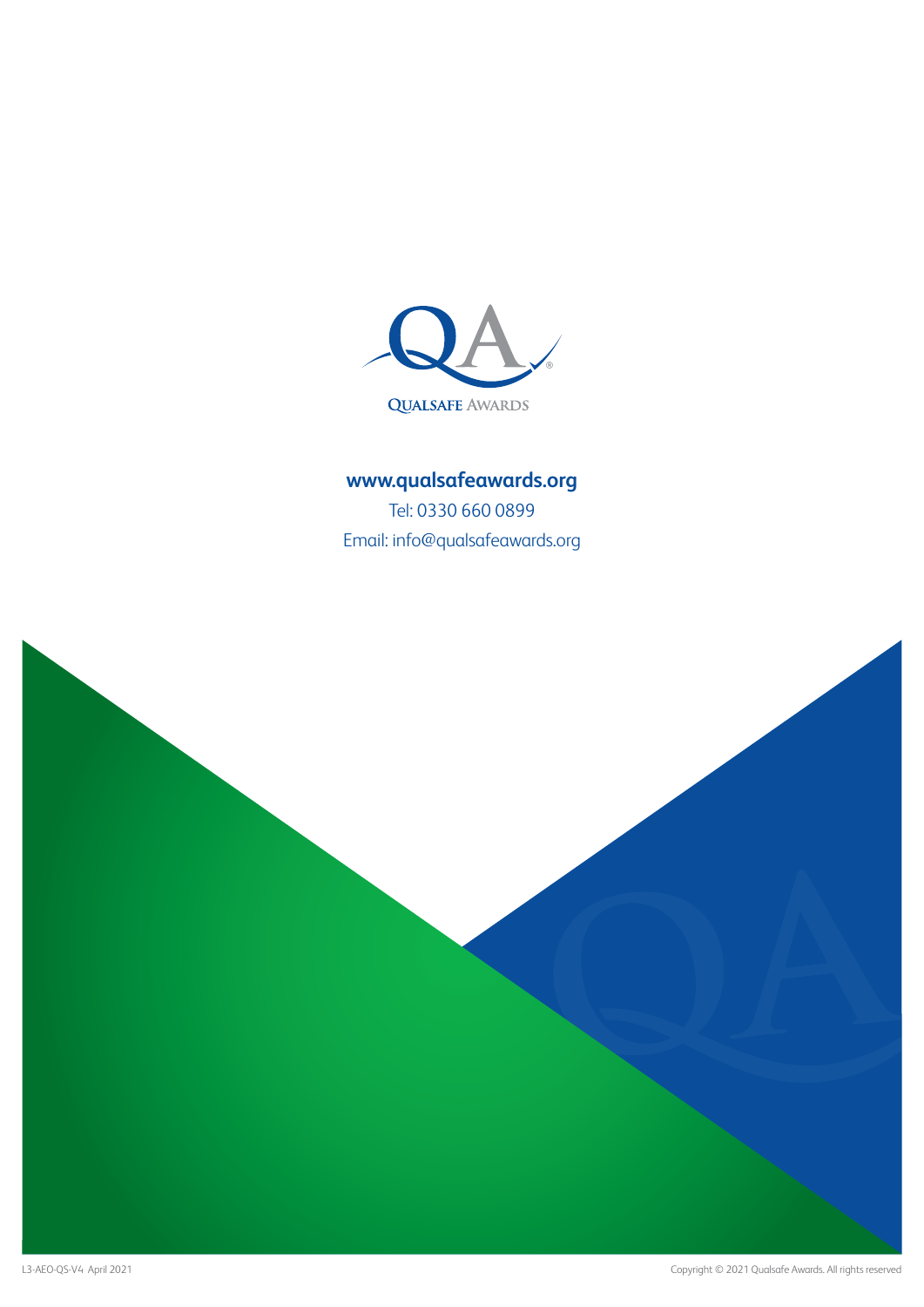QUALSAFE AWARDS

**www.qualsafeawards.org**

Tel: 0330 660 0899

Email: info@qualsafeawards.org

L3-AEO-QS-V4 April 2021

Copyright © 2021 Qualsafe Awards. All rights reserved